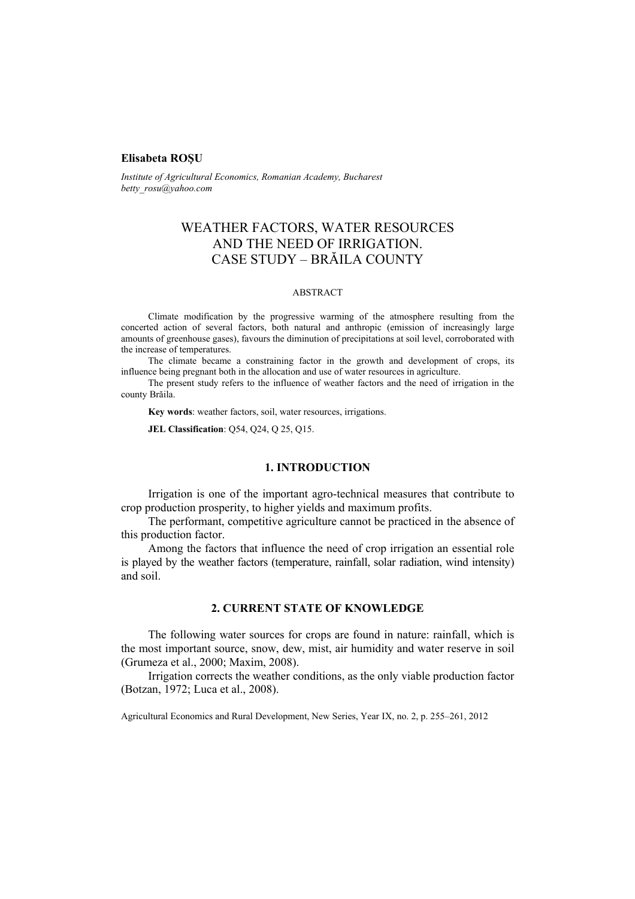**Elisabeta ROȘU**

*Institute of Agricultural Economics, Romanian Academy, Bucharest*
*betty_rosu@yahoo.com*

# WEATHER FACTORS, WATER RESOURCES AND THE NEED OF IRRIGATION. CASE STUDY – BRĂILA COUNTY

## ABSTRACT

Climate modification by the progressive warming of the atmosphere resulting from the concerted action of several factors, both natural and anthropic (emission of increasingly large amounts of greenhouse gases), favours the diminution of precipitations at soil level, corroborated with the increase of temperatures.

The climate became a constraining factor in the growth and development of crops, its influence being pregnant both in the allocation and use of water resources in agriculture.

The present study refers to the influence of weather factors and the need of irrigation in the county Brăila.

**Key words**: weather factors, soil, water resources, irrigations.

**JEL Classification**: Q54, Q24, Q 25, Q15.

## 1. INTRODUCTION

Irrigation is one of the important agro-technical measures that contribute to crop production prosperity, to higher yields and maximum profits.

The performant, competitive agriculture cannot be practiced in the absence of this production factor.

Among the factors that influence the need of crop irrigation an essential role is played by the weather factors (temperature, rainfall, solar radiation, wind intensity) and soil.

## 2. CURRENT STATE OF KNOWLEDGE

The following water sources for crops are found in nature: rainfall, which is the most important source, snow, dew, mist, air humidity and water reserve in soil (Grumeza et al., 2000; Maxim, 2008).

Irrigation corrects the weather conditions, as the only viable production factor (Botzan, 1972; Luca et al., 2008).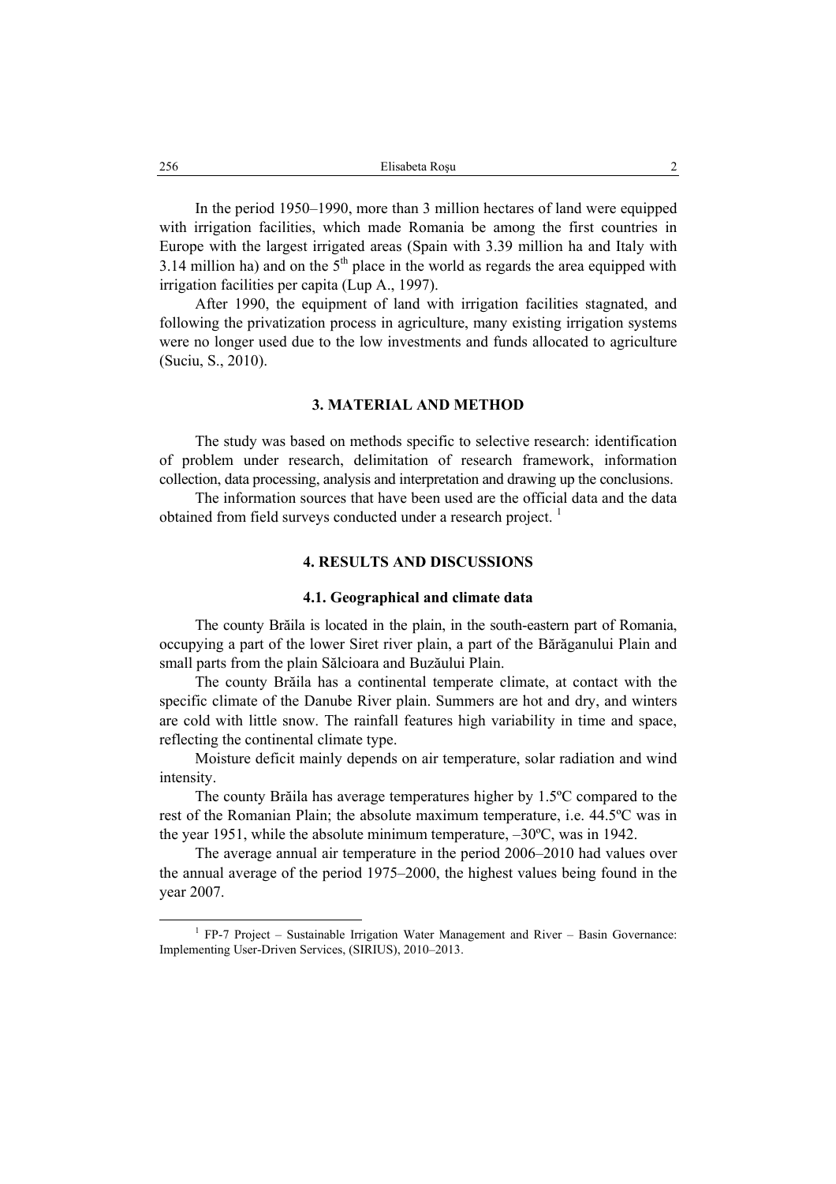In the period 1950–1990, more than 3 million hectares of land were equipped with irrigation facilities, which made Romania be among the first countries in Europe with the largest irrigated areas (Spain with 3.39 million ha and Italy with 3.14 million ha) and on the 5th place in the world as regards the area equipped with irrigation facilities per capita (Lup A., 1997).

After 1990, the equipment of land with irrigation facilities stagnated, and following the privatization process in agriculture, many existing irrigation systems were no longer used due to the low investments and funds allocated to agriculture (Suciu, S., 2010).

## 3. MATERIAL AND METHOD

The study was based on methods specific to selective research: identification of problem under research, delimitation of research framework, information collection, data processing, analysis and interpretation and drawing up the conclusions.

The information sources that have been used are the official data and the data obtained from field surveys conducted under a research project. [1]

## 4. RESULTS AND DISCUSSIONS

### 4.1. Geographical and climate data

The county Brăila is located in the plain, in the south-eastern part of Romania, occupying a part of the lower Siret river plain, a part of the Bărăganului Plain and small parts from the plain Sălcioara and Buzăului Plain.

The county Brăila has a continental temperate climate, at contact with the specific climate of the Danube River plain. Summers are hot and dry, and winters are cold with little snow. The rainfall features high variability in time and space, reflecting the continental climate type.

Moisture deficit mainly depends on air temperature, solar radiation and wind intensity.

The county Brăila has average temperatures higher by 1.5ºC compared to the rest of the Romanian Plain; the absolute maximum temperature, i.e. 44.5ºC was in the year 1951, while the absolute minimum temperature, –30ºC, was in 1942.

The average annual air temperature in the period 2006–2010 had values over the annual average of the period 1975–2000, the highest values being found in the year 2007.

[1] FP-7 Project – Sustainable Irrigation Water Management and River – Basin Governance: Implementing User-Driven Services, (SIRIUS), 2010–2013.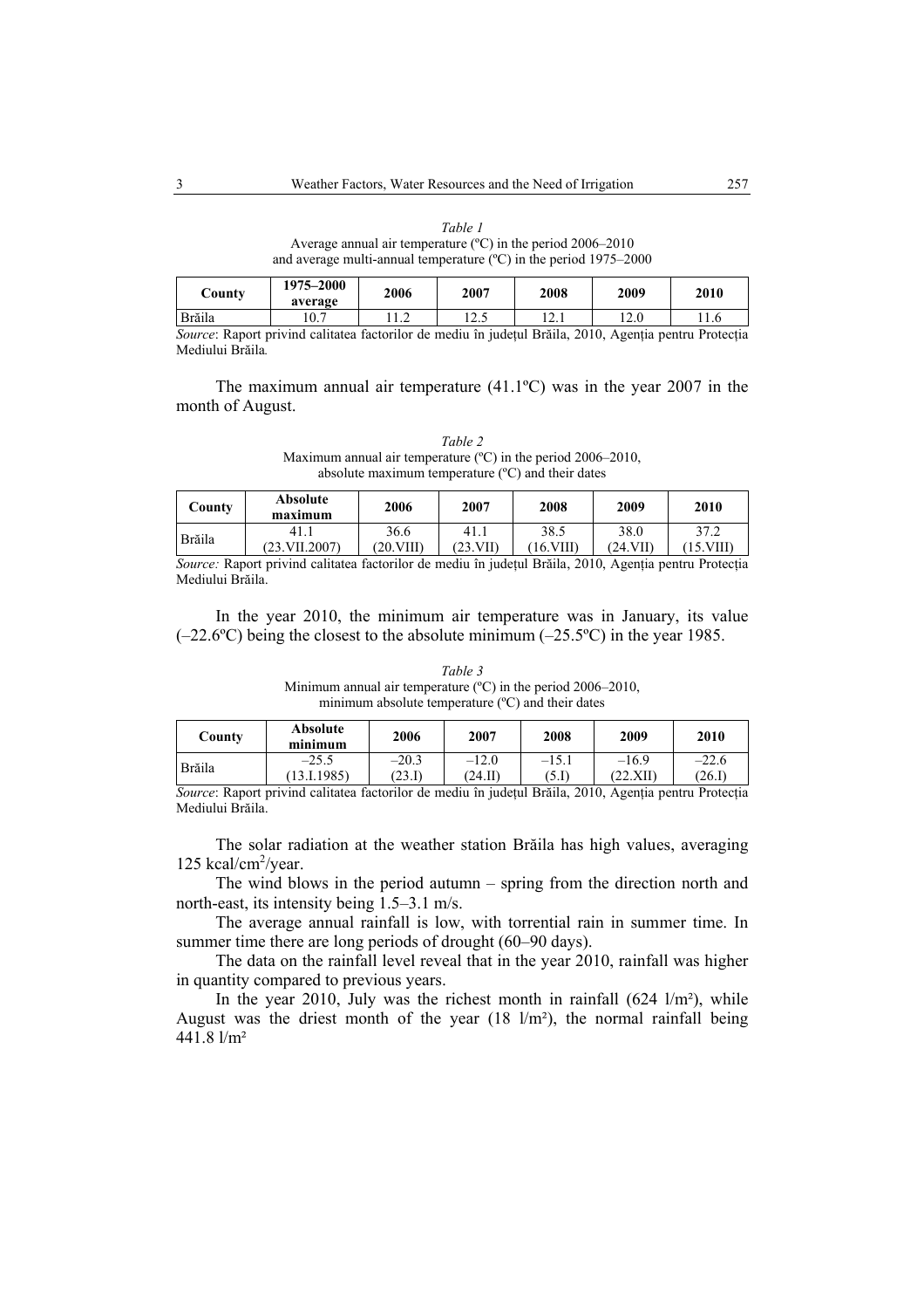*Table 1*

Average annual air temperature (ºC) in the period 2006–2010 and average multi-annual temperature (ºC) in the period 1975–2000

| County | 1975–2000 average | 2006 | 2007 | 2008 | 2009 | 2010 |
|---|---|---|---|---|---|---|
| Brăila | 10.7 | 11.2 | 12.5 | 12.1 | 12.0 | 11.6 |

*Source*: Raport privind calitatea factorilor de mediu în județul Brăila, 2010, Agenția pentru Protecția Mediului Brăila.

The maximum annual air temperature (41.1ºC) was in the year 2007 in the month of August.

*Table 2*

Maximum annual air temperature (ºC) in the period 2006–2010, absolute maximum temperature (ºC) and their dates

| County | Absolute maximum | 2006 | 2007 | 2008 | 2009 | 2010 |
|---|---|---|---|---|---|---|
| Brăila | 41.1 (23.VII.2007) | 36.6 (20.VIII) | 41.1 (23.VII) | 38.5 (16.VIII) | 38.0 (24.VII) | 37.2 (15.VIII) |

*Source:* Raport privind calitatea factorilor de mediu în județul Brăila, 2010, Agenția pentru Protecția Mediului Brăila.

In the year 2010, the minimum air temperature was in January, its value (–22.6ºC) being the closest to the absolute minimum (–25.5ºC) in the year 1985.

*Table 3*

Minimum annual air temperature (ºC) in the period 2006–2010, minimum absolute temperature (ºC) and their dates

| County | Absolute minimum | 2006 | 2007 | 2008 | 2009 | 2010 |
|---|---|---|---|---|---|---|
| Brăila | –25.5 (13.I.1985) | –20.3 (23.I) | –12.0 (24.II) | –15.1 (5.I) | –16.9 (22.XII) | –22.6 (26.I) |

*Source*: Raport privind calitatea factorilor de mediu în județul Brăila, 2010, Agenția pentru Protecția Mediului Brăila.

The solar radiation at the weather station Brăila has high values, averaging 125 kcal/cm$^2$/year.

The wind blows in the period autumn – spring from the direction north and north-east, its intensity being 1.5–3.1 m/s.

The average annual rainfall is low, with torrential rain in summer time. In summer time there are long periods of drought (60–90 days).

The data on the rainfall level reveal that in the year 2010, rainfall was higher in quantity compared to previous years.

In the year 2010, July was the richest month in rainfall (624 l/m²), while August was the driest month of the year (18 l/m²), the normal rainfall being 441.8 l/m²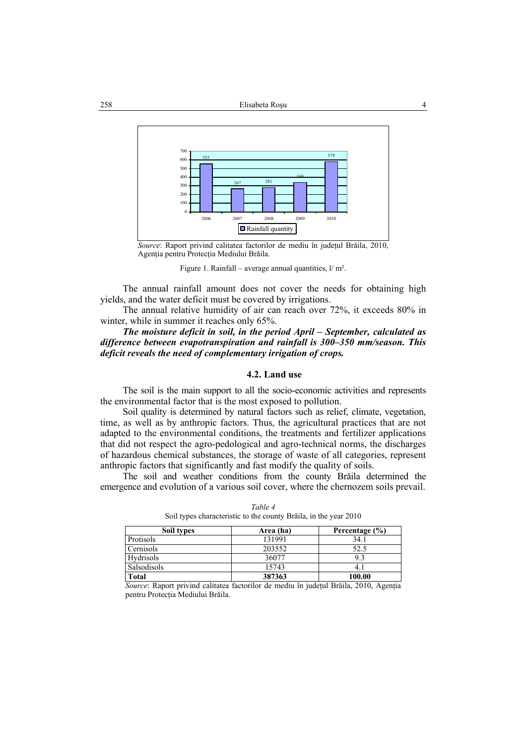Source: Raport privind calitatea factorilor de mediu în județul Brăila, 2010, Agenția pentru Protecția Mediului Brăila.

Figure 1. Rainfall – average annual quantities, l/ m².

The annual rainfall amount does not cover the needs for obtaining high yields, and the water deficit must be covered by irrigations.

The annual relative humidity of air can reach over 72%, it exceeds 80% in winter, while in summer it reaches only 65%.

***The moisture deficit in soil, in the period April – September, calculated as difference between evapotranspiration and rainfall is 300–350 mm/season. This deficit reveals the need of complementary irrigation of crops.***

### 4.2. Land use

The soil is the main support to all the socio-economic activities and represents the environmental factor that is the most exposed to pollution.

Soil quality is determined by natural factors such as relief, climate, vegetation, time, as well as by anthropic factors. Thus, the agricultural practices that are not adapted to the environmental conditions, the treatments and fertilizer applications that did not respect the agro-pedological and agro-technical norms, the discharges of hazardous chemical substances, the storage of waste of all categories, represent anthropic factors that significantly and fast modify the quality of soils.

The soil and weather conditions from the county Brăila determined the emergence and evolution of a various soil cover, where the chernozem soils prevail.

*Table 4*

Soil types characteristic to the county Brăila, in the year 2010

| Soil types | Area (ha) | Percentage (%) |
|---|---|---|
| Protisols | 131991 | 34.1 |
| Cernisols | 203552 | 52.5 |
| Hydrisols | 36077 | 9.3 |
| Salsodisols | 15743 | 4.1 |
| **Total** | **387363** | **100.00** |

*Source*: Raport privind calitatea factorilor de mediu în județul Brăila, 2010, Agenția pentru Protecția Mediului Brăila.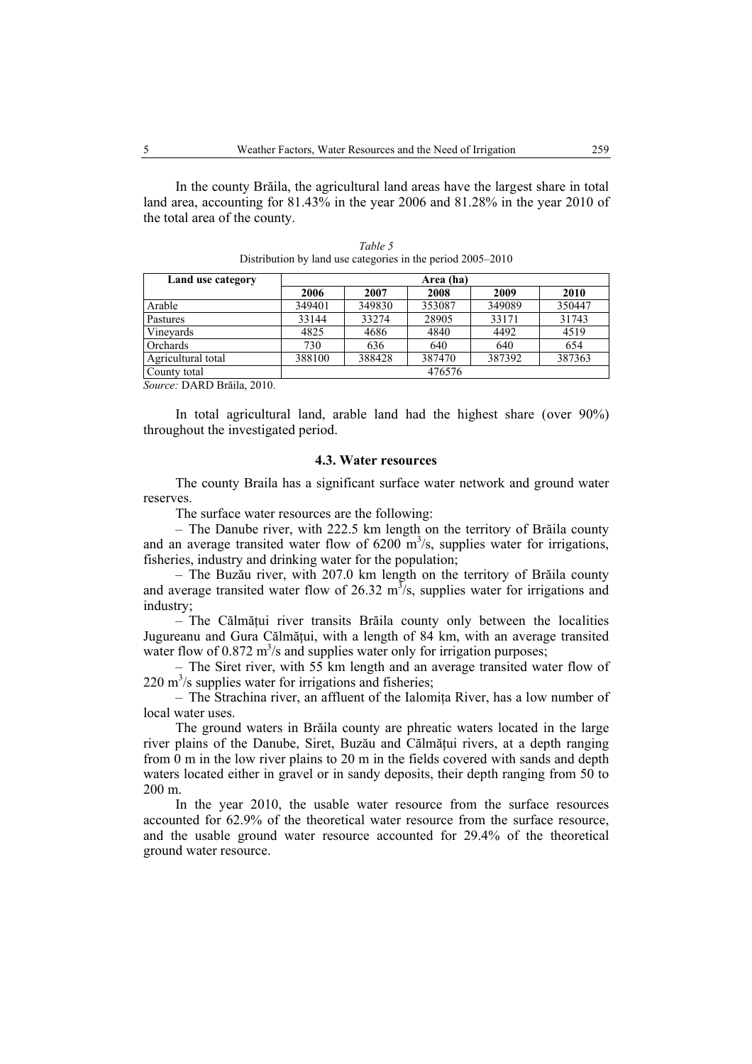In the county Brăila, the agricultural land areas have the largest share in total land area, accounting for 81.43% in the year 2006 and 81.28% in the year 2010 of the total area of the county.

*Table 5*
Distribution by land use categories in the period 2005–2010

| Land use category | Area (ha) | | | | |
|---|---|---|---|---|---|
| | **2006** | **2007** | **2008** | **2009** | **2010** |
| Arable | 349401 | 349830 | 353087 | 349089 | 350447 |
| Pastures | 33144 | 33274 | 28905 | 33171 | 31743 |
| Vineyards | 4825 | 4686 | 4840 | 4492 | 4519 |
| Orchards | 730 | 636 | 640 | 640 | 654 |
| Agricultural total | 388100 | 388428 | 387470 | 387392 | 387363 |
| County total | 476576 | | | | |

*Source:* DARD Brăila, 2010.

In total agricultural land, arable land had the highest share (over 90%) throughout the investigated period.

### 4.3. Water resources

The county Braila has a significant surface water network and ground water reserves.

The surface water resources are the following:

– The Danube river, with 222.5 km length on the territory of Brăila county and an average transited water flow of 6200 $m^3/s$, supplies water for irrigations, fisheries, industry and drinking water for the population;

– The Buzău river, with 207.0 km length on the territory of Brăila county and average transited water flow of 26.32 $m^3/s$, supplies water for irrigations and industry;

– The Călmățui river transits Brăila county only between the localities Jugureanu and Gura Călmățui, with a length of 84 km, with an average transited water flow of 0.872 $m^3/s$ and supplies water only for irrigation purposes;

– The Siret river, with 55 km length and an average transited water flow of 220 $m^3/s$ supplies water for irrigations and fisheries;

– The Strachina river, an affluent of the Ialomița River, has a low number of local water uses.

The ground waters in Brăila county are phreatic waters located in the large river plains of the Danube, Siret, Buzău and Călmățui rivers, at a depth ranging from 0 m in the low river plains to 20 m in the fields covered with sands and depth waters located either in gravel or in sandy deposits, their depth ranging from 50 to 200 m.

In the year 2010, the usable water resource from the surface resources accounted for 62.9% of the theoretical water resource from the surface resource, and the usable ground water resource accounted for 29.4% of the theoretical ground water resource.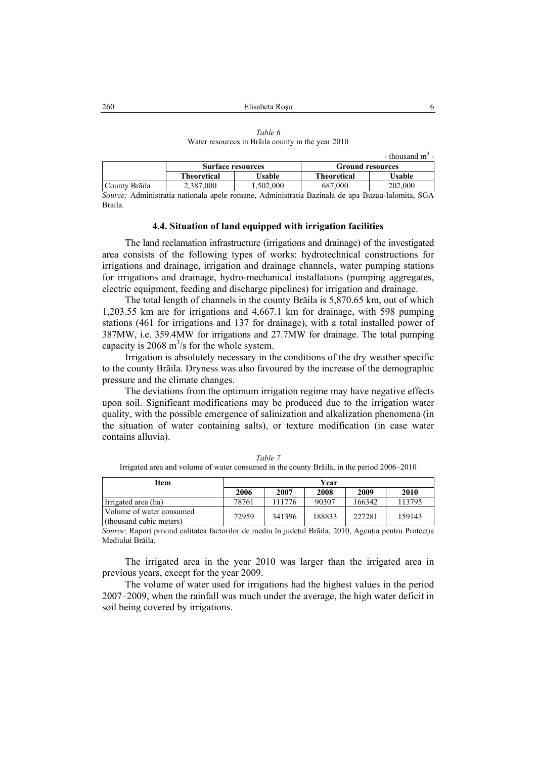*Table 6*
Water resources in Brăila county in the year 2010

- thousand $m^3$ -

| | Surface resources | | Ground resources | |
|---|---|---|---|---|
| | **Theoretical** | **Usable** | **Theoretical** | **Usable** |
| County Brăila | 2,387,000 | 1,502,000 | 687,000 | 202,000 |

*Source:* Administratia nationala apele romane, Administratia Bazinala de apa Buzau-Ialomita, SGA Braila.

### 4.4. Situation of land equipped with irrigation facilities

The land reclamation infrastructure (irrigations and drainage) of the investigated area consists of the following types of works: hydrotechnical constructions for irrigations and drainage, irrigation and drainage channels, water pumping stations for irrigations and drainage, hydro-mechanical installations (pumping aggregates, electric equipment, feeding and discharge pipelines) for irrigation and drainage.

The total length of channels in the county Brăila is 5,870.65 km, out of which 1,203.55 km are for irrigations and 4,667.1 km for drainage, with 598 pumping stations (461 for irrigations and 137 for drainage), with a total installed power of 387MW, i.e. 359.4MW for irrigations and 27.7MW for drainage. The total pumping capacity is 2068 $m^3/s$ for the whole system.

Irrigation is absolutely necessary in the conditions of the dry weather specific to the county Brăila. Dryness was also favoured by the increase of the demographic pressure and the climate changes.

The deviations from the optimum irrigation regime may have negative effects upon soil. Significant modifications may be produced due to the irrigation water quality, with the possible emergence of salinization and alkalization phenomena (in the situation of water containing salts), or texture modification (in case water contains alluvia).

*Table 7*
Irrigated area and volume of water consumed in the county Brăila, in the period 2006–2010

| Item | Year | | | | |
|---|---|---|---|---|---|
| | **2006** | **2007** | **2008** | **2009** | **2010** |
| Irrigated area (ha) | 78761 | 111776 | 90307 | 166342 | 113795 |
| Volume of water consumed (thousand cubic meters) | 72959 | 341396 | 188833 | 227281 | 159143 |

*Source*: Raport privind calitatea factorilor de mediu în județul Brăila, 2010, Agenția pentru Protecția Mediului Brăila.

The irrigated area in the year 2010 was larger than the irrigated area in previous years, except for the year 2009.

The volume of water used for irrigations had the highest values in the period 2007–2009, when the rainfall was much under the average, the high water deficit in soil being covered by irrigations.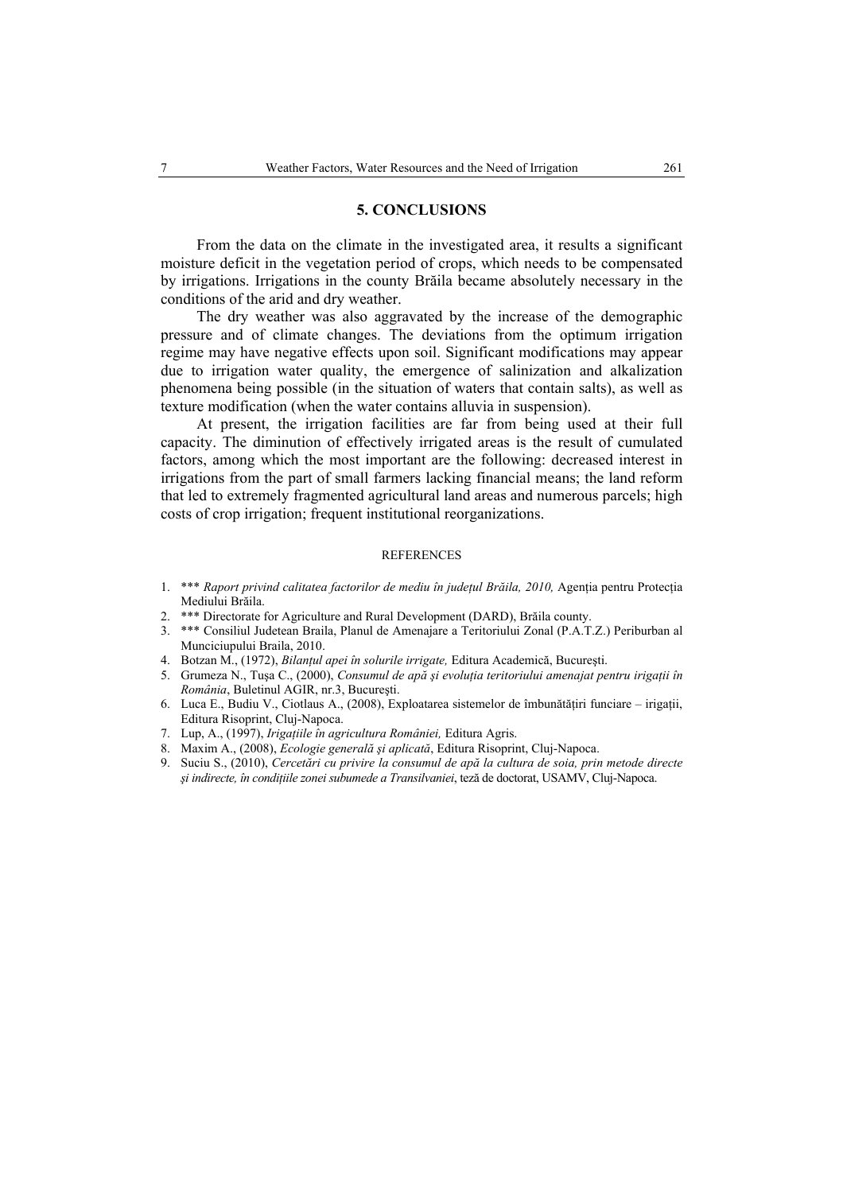## 5. CONCLUSIONS

From the data on the climate in the investigated area, it results a significant moisture deficit in the vegetation period of crops, which needs to be compensated by irrigations. Irrigations in the county Brăila became absolutely necessary in the conditions of the arid and dry weather.

The dry weather was also aggravated by the increase of the demographic pressure and of climate changes. The deviations from the optimum irrigation regime may have negative effects upon soil. Significant modifications may appear due to irrigation water quality, the emergence of salinization and alkalization phenomena being possible (in the situation of waters that contain salts), as well as texture modification (when the water contains alluvia in suspension).

At present, the irrigation facilities are far from being used at their full capacity. The diminution of effectively irrigated areas is the result of cumulated factors, among which the most important are the following: decreased interest in irrigations from the part of small farmers lacking financial means; the land reform that led to extremely fragmented agricultural land areas and numerous parcels; high costs of crop irrigation; frequent institutional reorganizations.

### REFERENCES

1. *** *Raport privind calitatea factorilor de mediu în județul Brăila, 2010,* Agenția pentru Protecția Mediului Brăila.
2. *** Directorate for Agriculture and Rural Development (DARD), Brăila county.
3. *** Consiliul Judetean Braila, Planul de Amenajare a Teritoriului Zonal (P.A.T.Z.) Periburban al Municiupului Braila, 2010.
4. Botzan M., (1972), *Bilanțul apei în solurile irrigate,* Editura Academică, Bucureşti.
5. Grumeza N., Tuşa C., (2000), *Consumul de apă şi evoluția teritoriului amenajat pentru irigații în România*, Buletinul AGIR, nr.3, Bucureşti.
6. Luca E., Budiu V., Ciotlaus A., (2008), Exploatarea sistemelor de îmbunătățiri funciare – irigații, Editura Risoprint, Cluj-Napoca.
7. Lup, A., (1997), *Irigațiile în agricultura României,* Editura Agris.
8. Maxim A., (2008), *Ecologie generală şi aplicată*, Editura Risoprint, Cluj-Napoca.
9. Suciu S., (2010), *Cercetări cu privire la consumul de apă la cultura de soia, prin metode directe şi indirecte, în condițiile zonei subumede a Transilvaniei*, teză de doctorat, USAMV, Cluj-Napoca.